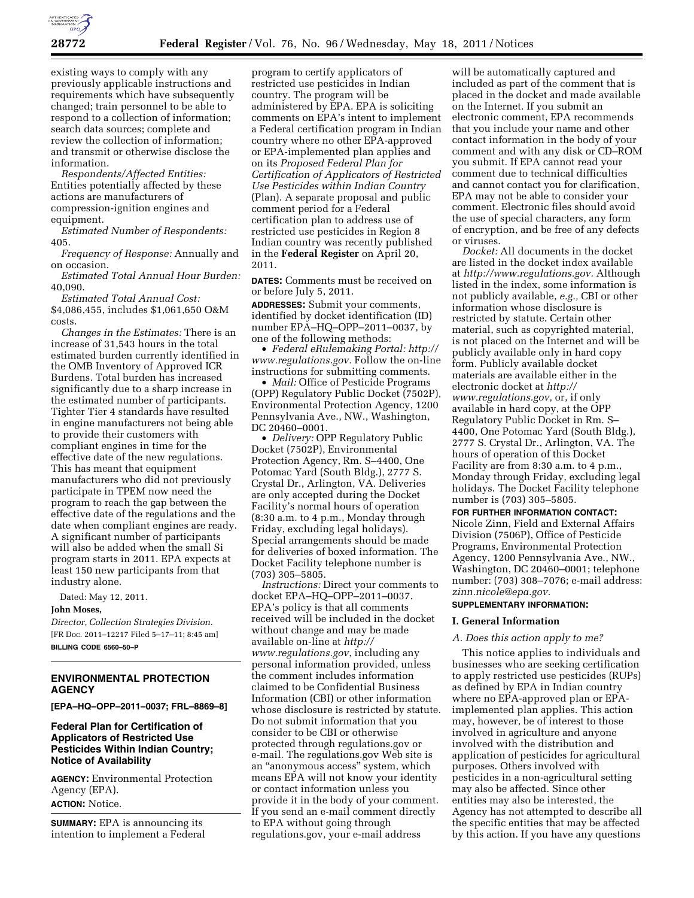existing ways to comply with any previously applicable instructions and requirements which have subsequently changed; train personnel to be able to respond to a collection of information; search data sources; complete and review the collection of information; and transmit or otherwise disclose the information.

*Respondents/Affected Entities:* Entities potentially affected by these actions are manufacturers of compression-ignition engines and equipment.

*Estimated Number of Respondents:* 405.

*Frequency of Response:* Annually and on occasion.

*Estimated Total Annual Hour Burden:* 40,090.

*Estimated Total Annual Cost:* $4,086,455, includes $1,061,650 O&M costs.

*Changes in the Estimates:* There is an increase of 31,543 hours in the total estimated burden currently identified in the OMB Inventory of Approved ICR Burdens. Total burden has increased significantly due to a sharp increase in the estimated number of participants. Tighter Tier 4 standards have resulted in engine manufacturers not being able to provide their customers with compliant engines in time for the effective date of the new regulations. This has meant that equipment manufacturers who did not previously participate in TPEM now need the program to reach the gap between the effective date of the regulations and the date when compliant engines are ready. A significant number of participants will also be added when the small Si program starts in 2011. EPA expects at least 150 new participants from that industry alone.

Dated: May 12, 2011.

**John Moses,**

*Director, Collection Strategies Division.*

[FR Doc. 2011–12217 Filed 5–17–11; 8:45 am]

**BILLING CODE 6560–50–P**

---

## ENVIRONMENTAL PROTECTION AGENCY

**[EPA–HQ–OPP–2011–0037; FRL–8869–8]**

## Federal Plan for Certification of Applicators of Restricted Use Pesticides Within Indian Country; Notice of Availability

**AGENCY:** Environmental Protection Agency (EPA).

**ACTION:** Notice.

**SUMMARY:** EPA is announcing its intention to implement a Federal program to certify applicators of restricted use pesticides in Indian country. The program will be administered by EPA. EPA is soliciting comments on EPA's intent to implement a Federal certification program in Indian country where no other EPA-approved or EPA-implemented plan applies and on its *Proposed Federal Plan for Certification of Applicators of Restricted Use Pesticides within Indian Country* (Plan). A separate proposal and public comment period for a Federal certification plan to address use of restricted use pesticides in Region 8 Indian country was recently published in the **Federal Register** on April 20, 2011.

**DATES:** Comments must be received on or before July 5, 2011.

**ADDRESSES:** Submit your comments, identified by docket identification (ID) number EPA–HQ–OPP–2011–0037, by one of the following methods:

- *Federal eRulemaking Portal: http://www.regulations.gov.* Follow the on-line instructions for submitting comments.
- *Mail:* Office of Pesticide Programs (OPP) Regulatory Public Docket (7502P), Environmental Protection Agency, 1200 Pennsylvania Ave., NW., Washington, DC 20460–0001.
- *Delivery:* OPP Regulatory Public Docket (7502P), Environmental Protection Agency, Rm. S–4400, One Potomac Yard (South Bldg.), 2777 S. Crystal Dr., Arlington, VA. Deliveries are only accepted during the Docket Facility's normal hours of operation (8:30 a.m. to 4 p.m., Monday through Friday, excluding legal holidays). Special arrangements should be made for deliveries of boxed information. The Docket Facility telephone number is (703) 305–5805.

*Instructions:* Direct your comments to docket EPA–HQ–OPP–2011–0037. EPA's policy is that all comments received will be included in the docket without change and may be made available on-line at *http://www.regulations.gov*, including any personal information provided, unless the comment includes information claimed to be Confidential Business Information (CBI) or other information whose disclosure is restricted by statute. Do not submit information that you consider to be CBI or otherwise protected through regulations.gov or e-mail. The regulations.gov Web site is an "anonymous access" system, which means EPA will not know your identity or contact information unless you provide it in the body of your comment. If you send an e-mail comment directly to EPA without going through regulations.gov, your e-mail address will be automatically captured and included as part of the comment that is placed in the docket and made available on the Internet. If you submit an electronic comment, EPA recommends that you include your name and other contact information in the body of your comment and with any disk or CD–ROM you submit. If EPA cannot read your comment due to technical difficulties and cannot contact you for clarification, EPA may not be able to consider your comment. Electronic files should avoid the use of special characters, any form of encryption, and be free of any defects or viruses.

*Docket:* All documents in the docket are listed in the docket index available at *http://www.regulations.gov.* Although listed in the index, some information is not publicly available, *e.g.,* CBI or other information whose disclosure is restricted by statute. Certain other material, such as copyrighted material, is not placed on the Internet and will be publicly available only in hard copy form. Publicly available docket materials are available either in the electronic docket at *http://www.regulations.gov,* or, if only available in hard copy, at the OPP Regulatory Public Docket in Rm. S–4400, One Potomac Yard (South Bldg.), 2777 S. Crystal Dr., Arlington, VA. The hours of operation of this Docket Facility are from 8:30 a.m. to 4 p.m., Monday through Friday, excluding legal holidays. The Docket Facility telephone number is (703) 305–5805.

**FOR FURTHER INFORMATION CONTACT:** Nicole Zinn, Field and External Affairs Division (7506P), Office of Pesticide Programs, Environmental Protection Agency, 1200 Pennsylvania Ave., NW., Washington, DC 20460–0001; telephone number: (703) 308–7076; e-mail address: *zinn.nicole@epa.gov.*

**SUPPLEMENTARY INFORMATION:**

### I. General Information

*A. Does this action apply to me?*

This notice applies to individuals and businesses who are seeking certification to apply restricted use pesticides (RUPs) as defined by EPA in Indian country where no EPA-approved plan or EPA-implemented plan applies. This action may, however, be of interest to those involved in agriculture and anyone involved with the distribution and application of pesticides for agricultural purposes. Others involved with pesticides in a non-agricultural setting may also be affected. Since other entities may also be interested, the Agency has not attempted to describe all the specific entities that may be affected by this action. If you have any questions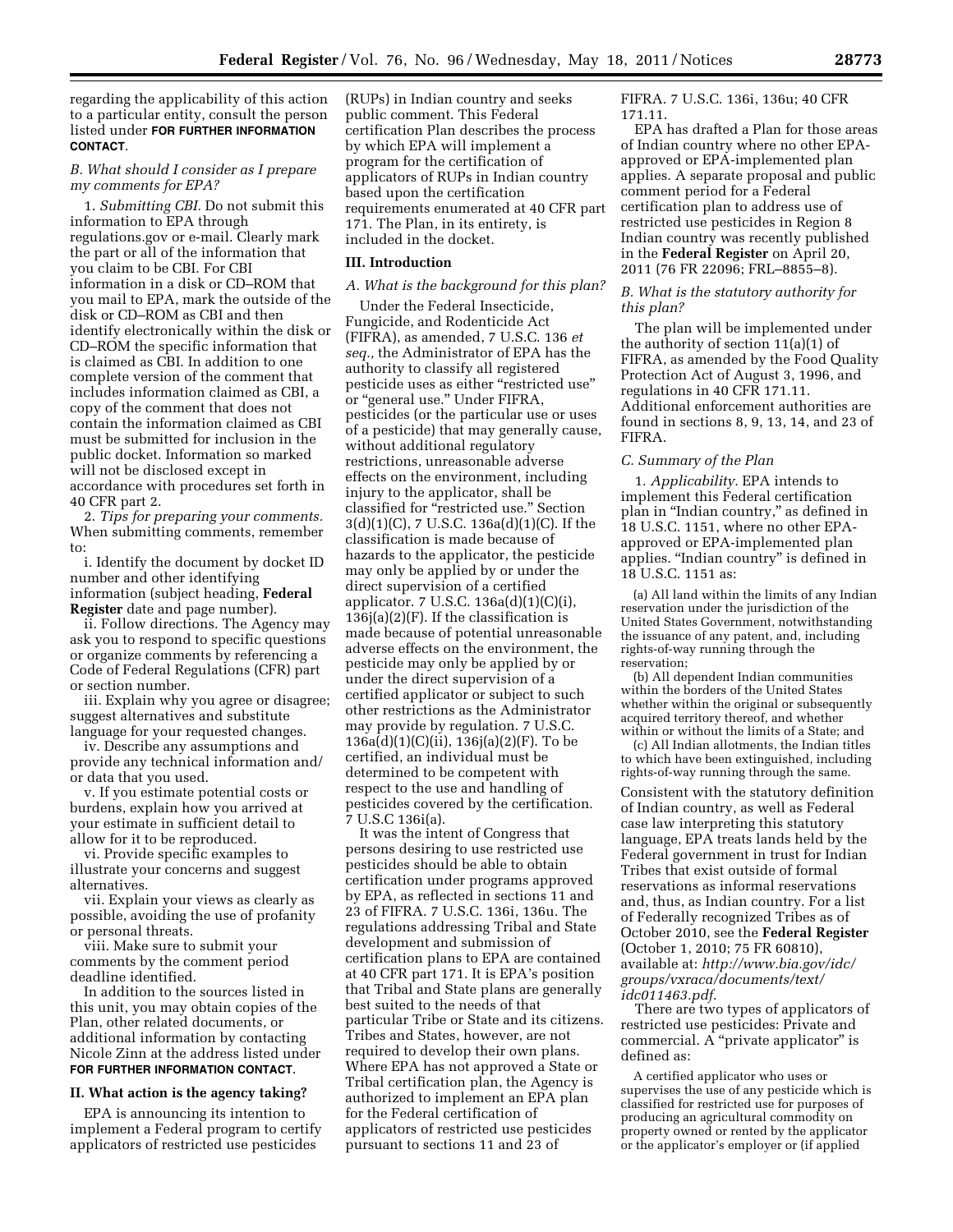regarding the applicability of this action to a particular entity, consult the person listed under **FOR FURTHER INFORMATION CONTACT**.

### *B. What should I consider as I prepare my comments for EPA?*

1. *Submitting CBI.* Do not submit this information to EPA through regulations.gov or e-mail. Clearly mark the part or all of the information that you claim to be CBI. For CBI information in a disk or CD–ROM that you mail to EPA, mark the outside of the disk or CD–ROM as CBI and then identify electronically within the disk or CD–ROM the specific information that is claimed as CBI. In addition to one complete version of the comment that includes information claimed as CBI, a copy of the comment that does not contain the information claimed as CBI must be submitted for inclusion in the public docket. Information so marked will not be disclosed except in accordance with procedures set forth in 40 CFR part 2.

2. *Tips for preparing your comments.* When submitting comments, remember to:

i. Identify the document by docket ID number and other identifying information (subject heading, **Federal Register** date and page number).

ii. Follow directions. The Agency may ask you to respond to specific questions or organize comments by referencing a Code of Federal Regulations (CFR) part or section number.

iii. Explain why you agree or disagree; suggest alternatives and substitute language for your requested changes.

iv. Describe any assumptions and provide any technical information and/or data that you used.

v. If you estimate potential costs or burdens, explain how you arrived at your estimate in sufficient detail to allow for it to be reproduced.

vi. Provide specific examples to illustrate your concerns and suggest alternatives.

vii. Explain your views as clearly as possible, avoiding the use of profanity or personal threats.

viii. Make sure to submit your comments by the comment period deadline identified.

In addition to the sources listed in this unit, you may obtain copies of the Plan, other related documents, or additional information by contacting Nicole Zinn at the address listed under **FOR FURTHER INFORMATION CONTACT**.

## II. What action is the agency taking?

EPA is announcing its intention to implement a Federal program to certify applicators of restricted use pesticides (RUPs) in Indian country and seeks public comment. This Federal certification Plan describes the process by which EPA will implement a program for the certification of applicators of RUPs in Indian country based upon the certification requirements enumerated at 40 CFR part 171. The Plan, in its entirety, is included in the docket.

## III. Introduction

### *A. What is the background for this plan?*

Under the Federal Insecticide, Fungicide, and Rodenticide Act (FIFRA), as amended, 7 U.S.C. 136 *et seq.,* the Administrator of EPA has the authority to classify all registered pesticide uses as either "restricted use" or "general use." Under FIFRA, pesticides (or the particular use or uses of a pesticide) that may generally cause, without additional regulatory restrictions, unreasonable adverse effects on the environment, including injury to the applicator, shall be classified for "restricted use." Section 3(d)(1)(C), 7 U.S.C. 136a(d)(1)(C). If the classification is made because of hazards to the applicator, the pesticide may only be applied by or under the direct supervision of a certified applicator. 7 U.S.C. 136a(d)(1)(C)(i), 136j(a)(2)(F). If the classification is made because of potential unreasonable adverse effects on the environment, the pesticide may only be applied by or under the direct supervision of a certified applicator or subject to such other restrictions as the Administrator may provide by regulation. 7 U.S.C. 136a(d)(1)(C)(ii), 136j(a)(2)(F). To be certified, an individual must be determined to be competent with respect to the use and handling of pesticides covered by the certification. 7 U.S.C 136i(a).

It was the intent of Congress that persons desiring to use restricted use pesticides should be able to obtain certification under programs approved by EPA, as reflected in sections 11 and 23 of FIFRA. 7 U.S.C. 136i, 136u. The regulations addressing Tribal and State development and submission of certification plans to EPA are contained at 40 CFR part 171. It is EPA's position that Tribal and State plans are generally best suited to the needs of that particular Tribe or State and its citizens. Tribes and States, however, are not required to develop their own plans. Where EPA has not approved a State or Tribal certification plan, the Agency is authorized to implement an EPA plan for the Federal certification of applicators of restricted use pesticides pursuant to sections 11 and 23 of FIFRA. 7 U.S.C. 136i, 136u; 40 CFR 171.11.

EPA has drafted a Plan for those areas of Indian country where no other EPA-approved or EPA-implemented plan applies. A separate proposal and public comment period for a Federal certification plan to address use of restricted use pesticides in Region 8 Indian country was recently published in the **Federal Register** on April 20, 2011 (76 FR 22096; FRL–8855–8).

### *B. What is the statutory authority for this plan?*

The plan will be implemented under the authority of section 11(a)(1) of FIFRA, as amended by the Food Quality Protection Act of August 3, 1996, and regulations in 40 CFR 171.11. Additional enforcement authorities are found in sections 8, 9, 13, 14, and 23 of FIFRA.

### *C. Summary of the Plan*

1. *Applicability.* EPA intends to implement this Federal certification plan in "Indian country," as defined in 18 U.S.C. 1151, where no other EPA-approved or EPA-implemented plan applies. "Indian country" is defined in 18 U.S.C. 1151 as:

> (a) All land within the limits of any Indian reservation under the jurisdiction of the United States Government, notwithstanding the issuance of any patent, and, including rights-of-way running through the reservation;
>
> (b) All dependent Indian communities within the borders of the United States whether within the original or subsequently acquired territory thereof, and whether within or without the limits of a State; and
>
> (c) All Indian allotments, the Indian titles to which have been extinguished, including rights-of-way running through the same.

Consistent with the statutory definition of Indian country, as well as Federal case law interpreting this statutory language, EPA treats lands held by the Federal government in trust for Indian Tribes that exist outside of formal reservations as informal reservations and, thus, as Indian country. For a list of Federally recognized Tribes as of October 2010, see the **Federal Register** (October 1, 2010; 75 FR 60810), available at: *http://www.bia.gov/idc/groups/vxraca/documents/text/idc011463.pdf*.

There are two types of applicators of restricted use pesticides: Private and commercial. A "private applicator" is defined as:

> A certified applicator who uses or supervises the use of any pesticide which is classified for restricted use for purposes of producing an agricultural commodity on property owned or rented by the applicator or the applicator's employer or (if applied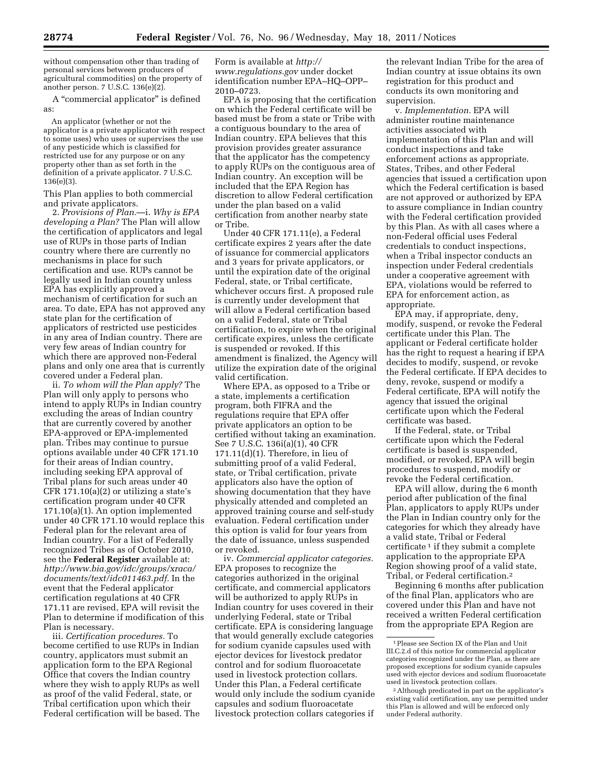without compensation other than trading of personal services between producers of agricultural commodities) on the property of another person. 7 U.S.C. 136(e)(2).

A "commercial applicator" is defined as:

> An applicator (whether or not the applicator is a private applicator with respect to some uses) who uses or supervises the use of any pesticide which is classified for restricted use for any purpose or on any property other than as set forth in the definition of a private applicator. 7 U.S.C. 136(e)(3).

This Plan applies to both commercial and private applicators.

2. *Provisions of Plan.*—i. *Why is EPA developing a Plan?* The Plan will allow the certification of applicators and legal use of RUPs in those parts of Indian country where there are currently no mechanisms in place for such certification and use. RUPs cannot be legally used in Indian country unless EPA has explicitly approved a mechanism of certification for such an area. To date, EPA has not approved any state plan for the certification of applicators of restricted use pesticides in any area of Indian country. There are very few areas of Indian country for which there are approved non-Federal plans and only one area that is currently covered under a Federal plan.

ii. *To whom will the Plan apply?* The Plan will only apply to persons who intend to apply RUPs in Indian country excluding the areas of Indian country that are currently covered by another EPA-approved or EPA-implemented plan. Tribes may continue to pursue options available under 40 CFR 171.10 for their areas of Indian country, including seeking EPA approval of Tribal plans for such areas under 40 CFR 171.10(a)(2) or utilizing a state's certification program under 40 CFR 171.10(a)(1). An option implemented under 40 CFR 171.10 would replace this Federal plan for the relevant area of Indian country. For a list of Federally recognized Tribes as of October 2010, see the **Federal Register** available at: *http://www.bia.gov/idc/groups/xraca/documents/text/idc011463.pdf.* In the event that the Federal applicator certification regulations at 40 CFR 171.11 are revised, EPA will revisit the Plan to determine if modification of this Plan is necessary.

iii. *Certification procedures.* To become certified to use RUPs in Indian country, applicators must submit an application form to the EPA Regional Office that covers the Indian country where they wish to apply RUPs as well as proof of the valid Federal, state, or Tribal certification upon which their Federal certification will be based. The Form is available at *http://www.regulations.gov* under docket identification number EPA–HQ–OPP–2010–0723.

EPA is proposing that the certification on which the Federal certificate will be based must be from a state or Tribe with a contiguous boundary to the area of Indian country. EPA believes that this provision provides greater assurance that the applicator has the competency to apply RUPs on the contiguous area of Indian country. An exception will be included that the EPA Region has discretion to allow Federal certification under the plan based on a valid certification from another nearby state or Tribe.

Under 40 CFR 171.11(e), a Federal certificate expires 2 years after the date of issuance for commercial applicators and 3 years for private applicators, or until the expiration date of the original Federal, state, or Tribal certificate, whichever occurs first. A proposed rule is currently under development that will allow a Federal certification based on a valid Federal, state or Tribal certification, to expire when the original certificate expires, unless the certificate is suspended or revoked. If this amendment is finalized, the Agency will utilize the expiration date of the original valid certification.

Where EPA, as opposed to a Tribe or a state, implements a certification program, both FIFRA and the regulations require that EPA offer private applicators an option to be certified without taking an examination. See 7 U.S.C. 136i(a)(1), 40 CFR 171.11(d)(1). Therefore, in lieu of submitting proof of a valid Federal, state, or Tribal certification, private applicators also have the option of showing documentation that they have physically attended and completed an approved training course and self-study evaluation. Federal certification under this option is valid for four years from the date of issuance, unless suspended or revoked.

iv. *Commercial applicator categories.* EPA proposes to recognize the categories authorized in the original certificate, and commercial applicators will be authorized to apply RUPs in Indian country for uses covered in their underlying Federal, state or Tribal certificate. EPA is considering language that would generally exclude categories for sodium cyanide capsules used with ejector devices for livestock predator control and for sodium fluoroacetate used in livestock protection collars. Under this Plan, a Federal certificate would only include the sodium cyanide capsules and sodium fluoroacetate livestock protection collars categories if the relevant Indian Tribe for the area of Indian country at issue obtains its own registration for this product and conducts its own monitoring and supervision.

v. *Implementation.* EPA will administer routine maintenance activities associated with implementation of this Plan and will conduct inspections and take enforcement actions as appropriate. States, Tribes, and other Federal agencies that issued a certification upon which the Federal certification is based are not approved or authorized by EPA to assure compliance in Indian country with the Federal certification provided by this Plan. As with all cases where a non-Federal official uses Federal credentials to conduct inspections, when a Tribal inspector conducts an inspection under Federal credentials under a cooperative agreement with EPA, violations would be referred to EPA for enforcement action, as appropriate.

EPA may, if appropriate, deny, modify, suspend, or revoke the Federal certificate under this Plan. The applicant or Federal certificate holder has the right to request a hearing if EPA decides to modify, suspend, or revoke the Federal certificate. If EPA decides to deny, revoke, suspend or modify a Federal certificate, EPA will notify the agency that issued the original certificate upon which the Federal certificate was based.

If the Federal, state, or Tribal certificate upon which the Federal certificate is based is suspended, modified, or revoked, EPA will begin procedures to suspend, modify or revoke the Federal certification.

EPA will allow, during the 6 month period after publication of the final Plan, applicators to apply RUPs under the Plan in Indian country only for the categories for which they already have a valid state, Tribal or Federal certificate [1] if they submit a complete application to the appropriate EPA Region showing proof of a valid state, Tribal, or Federal certification.[2]

Beginning 6 months after publication of the final Plan, applicators who are covered under this Plan and have not received a written Federal certification from the appropriate EPA Region are

---

[1] Please see Section IX of the Plan and Unit III.C.2.d of this notice for commercial applicator categories recognized under the Plan, as there are proposed exceptions for sodium cyanide capsules used with ejector devices and sodium fluoroacetate used in livestock protection collars.

[2] Although predicated in part on the applicator's existing valid certification, any use permitted under this Plan is allowed and will be enforced only under Federal authority.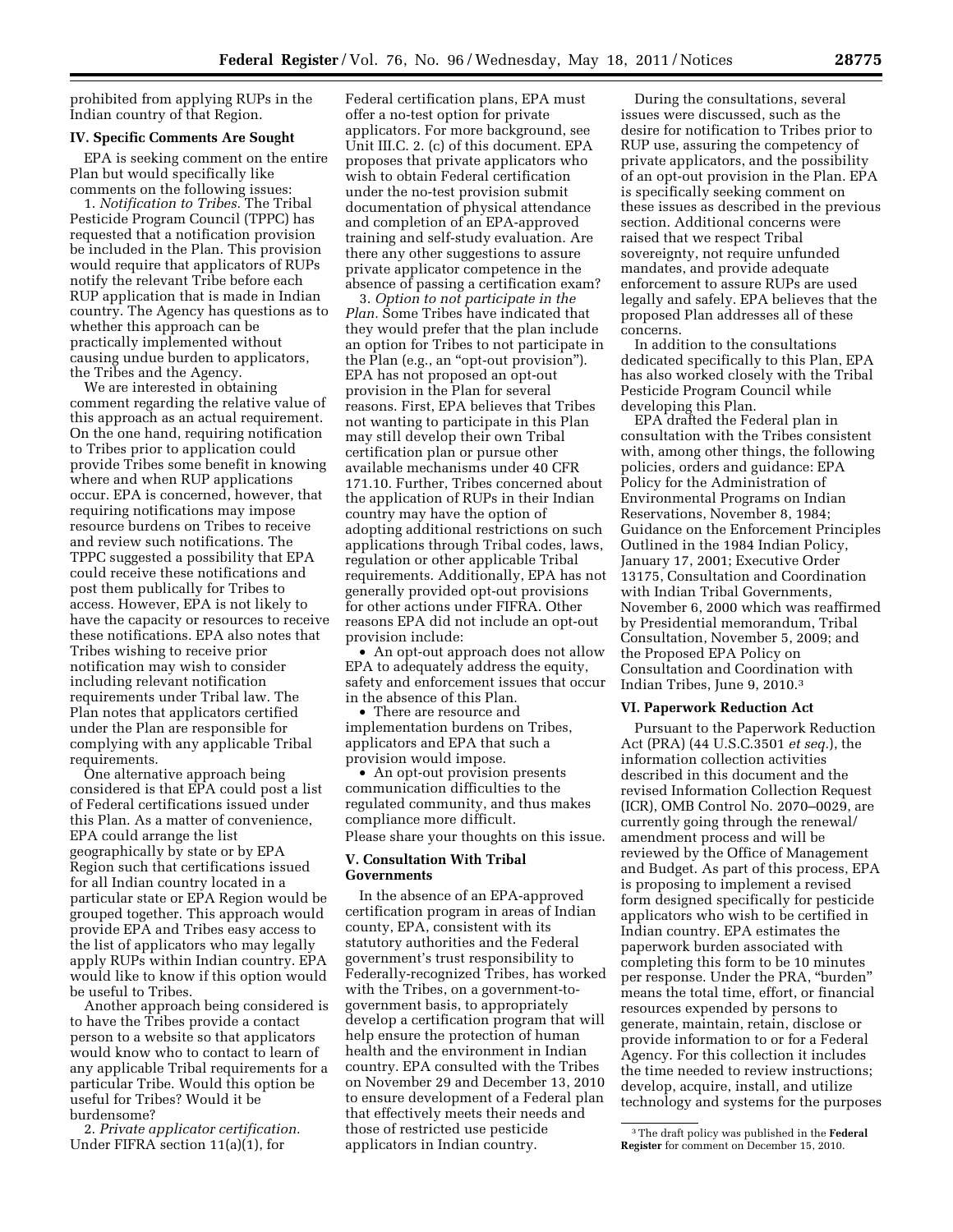prohibited from applying RUPs in the Indian country of that Region.

## IV. Specific Comments Are Sought

EPA is seeking comment on the entire Plan but would specifically like comments on the following issues:

1. *Notification to Tribes.* The Tribal Pesticide Program Council (TPPC) has requested that a notification provision be included in the Plan. This provision would require that applicators of RUPs notify the relevant Tribe before each RUP application that is made in Indian country. The Agency has questions as to whether this approach can be practically implemented without causing undue burden to applicators, the Tribes and the Agency.

We are interested in obtaining comment regarding the relative value of this approach as an actual requirement. On the one hand, requiring notification to Tribes prior to application could provide Tribes some benefit in knowing where and when RUP applications occur. EPA is concerned, however, that requiring notifications may impose resource burdens on Tribes to receive and review such notifications. The TPPC suggested a possibility that EPA could receive these notifications and post them publically for Tribes to access. However, EPA is not likely to have the capacity or resources to receive these notifications. EPA also notes that Tribes wishing to receive prior notification may wish to consider including relevant notification requirements under Tribal law. The Plan notes that applicators certified under the Plan are responsible for complying with any applicable Tribal requirements.

One alternative approach being considered is that EPA could post a list of Federal certifications issued under this Plan. As a matter of convenience, EPA could arrange the list geographically by state or by EPA Region such that certifications issued for all Indian country located in a particular state or EPA Region would be grouped together. This approach would provide EPA and Tribes easy access to the list of applicators who may legally apply RUPs within Indian country. EPA would like to know if this option would be useful to Tribes.

Another approach being considered is to have the Tribes provide a contact person to a website so that applicators would know who to contact to learn of any applicable Tribal requirements for a particular Tribe. Would this option be useful for Tribes? Would it be burdensome?

2. *Private applicator certification.* Under FIFRA section 11(a)(1), for Federal certification plans, EPA must offer a no-test option for private applicators. For more background, see Unit III.C. 2. (c) of this document. EPA proposes that private applicators who wish to obtain Federal certification under the no-test provision submit documentation of physical attendance and completion of an EPA-approved training and self-study evaluation. Are there any other suggestions to assure private applicator competence in the absence of passing a certification exam?

3. *Option to not participate in the Plan.* Some Tribes have indicated that they would prefer that the plan include an option for Tribes to not participate in the Plan (e.g., an "opt-out provision"). EPA has not proposed an opt-out provision in the Plan for several reasons. First, EPA believes that Tribes not wanting to participate in this Plan may still develop their own Tribal certification plan or pursue other available mechanisms under 40 CFR 171.10. Further, Tribes concerned about the application of RUPs in their Indian country may have the option of adopting additional restrictions on such applications through Tribal codes, laws, regulation or other applicable Tribal requirements. Additionally, EPA has not generally provided opt-out provisions for other actions under FIFRA. Other reasons EPA did not include an opt-out provision include:

- An opt-out approach does not allow EPA to adequately address the equity, safety and enforcement issues that occur in the absence of this Plan.
- There are resource and implementation burdens on Tribes, applicators and EPA that such a provision would impose.
- An opt-out provision presents communication difficulties to the regulated community, and thus makes compliance more difficult.

Please share your thoughts on this issue.

## V. Consultation With Tribal Governments

In the absence of an EPA-approved certification program in areas of Indian county, EPA, consistent with its statutory authorities and the Federal government's trust responsibility to Federally-recognized Tribes, has worked with the Tribes, on a government-to-government basis, to appropriately develop a certification program that will help ensure the protection of human health and the environment in Indian country. EPA consulted with the Tribes on November 29 and December 13, 2010 to ensure development of a Federal plan that effectively meets their needs and those of restricted use pesticide applicators in Indian country.

During the consultations, several issues were discussed, such as the desire for notification to Tribes prior to RUP use, assuring the competency of private applicators, and the possibility of an opt-out provision in the Plan. EPA is specifically seeking comment on these issues as described in the previous section. Additional concerns were raised that we respect Tribal sovereignty, not require unfunded mandates, and provide adequate enforcement to assure RUPs are used legally and safely. EPA believes that the proposed Plan addresses all of these concerns.

In addition to the consultations dedicated specifically to this Plan, EPA has also worked closely with the Tribal Pesticide Program Council while developing this Plan.

EPA drafted the Federal plan in consultation with the Tribes consistent with, among other things, the following policies, orders and guidance: EPA Policy for the Administration of Environmental Programs on Indian Reservations, November 8, 1984; Guidance on the Enforcement Principles Outlined in the 1984 Indian Policy, January 17, 2001; Executive Order 13175, Consultation and Coordination with Indian Tribal Governments, November 6, 2000 which was reaffirmed by Presidential memorandum, Tribal Consultation, November 5, 2009; and the Proposed EPA Policy on Consultation and Coordination with Indian Tribes, June 9, 2010.[3]

## VI. Paperwork Reduction Act

Pursuant to the Paperwork Reduction Act (PRA) (44 U.S.C.3501 *et seq.*), the information collection activities described in this document and the revised Information Collection Request (ICR), OMB Control No. 2070–0029, are currently going through the renewal/amendment process and will be reviewed by the Office of Management and Budget. As part of this process, EPA is proposing to implement a revised form designed specifically for pesticide applicators who wish to be certified in Indian country. EPA estimates the paperwork burden associated with completing this form to be 10 minutes per response. Under the PRA, "burden" means the total time, effort, or financial resources expended by persons to generate, maintain, retain, disclose or provide information to or for a Federal Agency. For this collection it includes the time needed to review instructions; develop, acquire, install, and utilize technology and systems for the purposes

[3] The draft policy was published in the **Federal Register** for comment on December 15, 2010.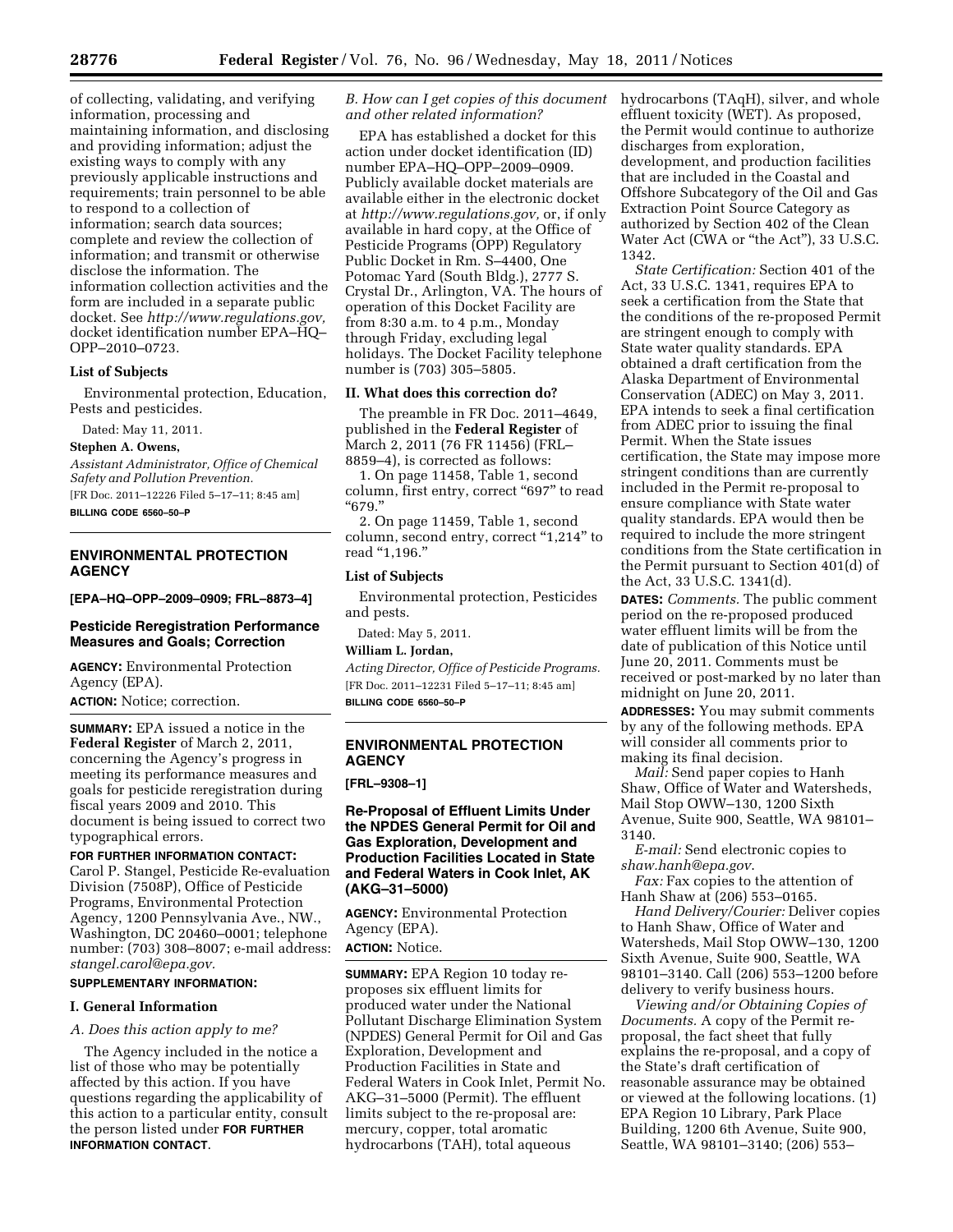of collecting, validating, and verifying information, processing and maintaining information, and disclosing and providing information; adjust the existing ways to comply with any previously applicable instructions and requirements; train personnel to be able to respond to a collection of information; search data sources; complete and review the collection of information; and transmit or otherwise disclose the information. The information collection activities and the form are included in a separate public docket. See *http://www.regulations.gov,* docket identification number EPA–HQ–OPP–2010–0723.

**List of Subjects**

Environmental protection, Education, Pests and pesticides.

Dated: May 11, 2011.

**Stephen A. Owens,**

*Assistant Administrator, Office of Chemical Safety and Pollution Prevention.*

[FR Doc. 2011–12226 Filed 5–17–11; 8:45 am]

**BILLING CODE 6560–50–P**

## ENVIRONMENTAL PROTECTION AGENCY

**[EPA–HQ–OPP–2009–0909; FRL–8873–4]**

### Pesticide Reregistration Performance Measures and Goals; Correction

**AGENCY:** Environmental Protection Agency (EPA).

**ACTION:** Notice; correction.

**SUMMARY:** EPA issued a notice in the **Federal Register** of March 2, 2011, concerning the Agency's progress in meeting its performance measures and goals for pesticide reregistration during fiscal years 2009 and 2010. This document is being issued to correct two typographical errors.

**FOR FURTHER INFORMATION CONTACT:** Carol P. Stangel, Pesticide Re-evaluation Division (7508P), Office of Pesticide Programs, Environmental Protection Agency, 1200 Pennsylvania Ave., NW., Washington, DC 20460–0001; telephone number: (703) 308–8007; e-mail address: *stangel.carol@epa.gov.*

**SUPPLEMENTARY INFORMATION:**

**I. General Information**

*A. Does this action apply to me?*

The Agency included in the notice a list of those who may be potentially affected by this action. If you have questions regarding the applicability of this action to a particular entity, consult the person listed under **FOR FURTHER INFORMATION CONTACT**.

*B. How can I get copies of this document and other related information?*

EPA has established a docket for this action under docket identification (ID) number EPA–HQ–OPP–2009–0909. Publicly available docket materials are available either in the electronic docket at *http://www.regulations.gov,* or, if only available in hard copy, at the Office of Pesticide Programs (OPP) Regulatory Public Docket in Rm. S–4400, One Potomac Yard (South Bldg.), 2777 S. Crystal Dr., Arlington, VA. The hours of operation of this Docket Facility are from 8:30 a.m. to 4 p.m., Monday through Friday, excluding legal holidays. The Docket Facility telephone number is (703) 305–5805.

**II. What does this correction do?**

The preamble in FR Doc. 2011–4649, published in the **Federal Register** of March 2, 2011 (76 FR 11456) (FRL–8859–4), is corrected as follows:

1. On page 11458, Table 1, second column, first entry, correct "697" to read "679."

2. On page 11459, Table 1, second column, second entry, correct "1,214" to read "1,196."

**List of Subjects**

Environmental protection, Pesticides and pests.

Dated: May 5, 2011.

**William L. Jordan,**

*Acting Director, Office of Pesticide Programs.*

[FR Doc. 2011–12231 Filed 5–17–11; 8:45 am]

**BILLING CODE 6560–50–P**

## ENVIRONMENTAL PROTECTION AGENCY

**[FRL–9308–1]**

### Re-Proposal of Effluent Limits Under the NPDES General Permit for Oil and Gas Exploration, Development and Production Facilities Located in State and Federal Waters in Cook Inlet, AK (AKG–31–5000)

**AGENCY:** Environmental Protection Agency (EPA).

**ACTION:** Notice.

**SUMMARY:** EPA Region 10 today re-proposes six effluent limits for produced water under the National Pollutant Discharge Elimination System (NPDES) General Permit for Oil and Gas Exploration, Development and Production Facilities in State and Federal Waters in Cook Inlet, Permit No. AKG–31–5000 (Permit). The effluent limits subject to the re-proposal are: mercury, copper, total aromatic hydrocarbons (TAH), total aqueous hydrocarbons (TAqH), silver, and whole effluent toxicity (WET). As proposed, the Permit would continue to authorize discharges from exploration, development, and production facilities that are included in the Coastal and Offshore Subcategory of the Oil and Gas Extraction Point Source Category as authorized by Section 402 of the Clean Water Act (CWA or "the Act"), 33 U.S.C. 1342.

*State Certification:* Section 401 of the Act, 33 U.S.C. 1341, requires EPA to seek a certification from the State that the conditions of the re-proposed Permit are stringent enough to comply with State water quality standards. EPA obtained a draft certification from the Alaska Department of Environmental Conservation (ADEC) on May 3, 2011. EPA intends to seek a final certification from ADEC prior to issuing the final Permit. When the State issues certification, the State may impose more stringent conditions than are currently included in the Permit re-proposal to ensure compliance with State water quality standards. EPA would then be required to include the more stringent conditions from the State certification in the Permit pursuant to Section 401(d) of the Act, 33 U.S.C. 1341(d).

**DATES:** *Comments.* The public comment period on the re-proposed produced water effluent limits will be from the date of publication of this Notice until June 20, 2011. Comments must be received or post-marked by no later than midnight on June 20, 2011.

**ADDRESSES:** You may submit comments by any of the following methods. EPA will consider all comments prior to making its final decision.

*Mail:* Send paper copies to Hanh Shaw, Office of Water and Watersheds, Mail Stop OWW–130, 1200 Sixth Avenue, Suite 900, Seattle, WA 98101–3140.

*E-mail:* Send electronic copies to *shaw.hanh@epa.gov.*

*Fax:* Fax copies to the attention of Hanh Shaw at (206) 553–0165.

*Hand Delivery/Courier:* Deliver copies to Hanh Shaw, Office of Water and Watersheds, Mail Stop OWW–130, 1200 Sixth Avenue, Suite 900, Seattle, WA 98101–3140. Call (206) 553–1200 before delivery to verify business hours.

*Viewing and/or Obtaining Copies of Documents.* A copy of the Permit re-proposal, the fact sheet that fully explains the re-proposal, and a copy of the State's draft certification of reasonable assurance may be obtained or viewed at the following locations. (1) EPA Region 10 Library, Park Place Building, 1200 6th Avenue, Suite 900, Seattle, WA 98101–3140; (206) 553–